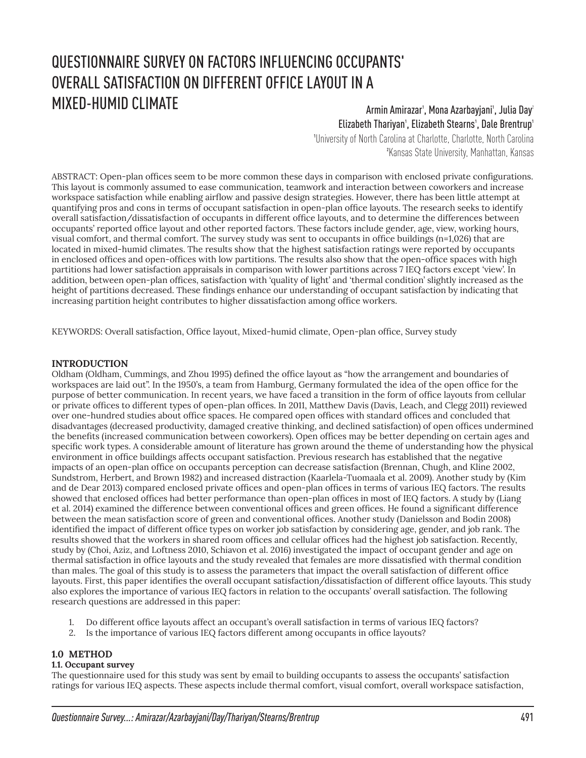# QUESTIONNAIRE SURVEY ON FACTORS INFLUENCING OCCUPANTS' OVERALL SATISFACTION ON DIFFERENT OFFICE LAYOUT IN A MIXED-HUMID CLIMATE

**Armin Amirazar[1], Mona Azarbayjani[1], Julia Day[2]**
**Elizabeth Thariyan[1], Elizabeth Stearns[1], Dale Brentrup[1]**

[1]University of North Carolina at Charlotte, Charlotte, North Carolina
[2]Kansas State University, Manhattan, Kansas

ABSTRACT: Open-plan offices seem to be more common these days in comparison with enclosed private configurations. This layout is commonly assumed to ease communication, teamwork and interaction between coworkers and increase workspace satisfaction while enabling airflow and passive design strategies. However, there has been little attempt at quantifying pros and cons in terms of occupant satisfaction in open-plan office layouts. The research seeks to identify overall satisfaction/dissatisfaction of occupants in different office layouts, and to determine the differences between occupants' reported office layout and other reported factors. These factors include gender, age, view, working hours, visual comfort, and thermal comfort. The survey study was sent to occupants in office buildings (n=1,026) that are located in mixed-humid climates. The results show that the highest satisfaction ratings were reported by occupants in enclosed offices and open-offices with low partitions. The results also show that the open-office spaces with high partitions had lower satisfaction appraisals in comparison with lower partitions across 7 IEQ factors except 'view'. In addition, between open-plan offices, satisfaction with 'quality of light' and 'thermal condition' slightly increased as the height of partitions decreased. These findings enhance our understanding of occupant satisfaction by indicating that increasing partition height contributes to higher dissatisfaction among office workers.

KEYWORDS: Overall satisfaction, Office layout, Mixed-humid climate, Open-plan office, Survey study

## INTRODUCTION

Oldham (Oldham, Cummings, and Zhou 1995) defined the office layout as "how the arrangement and boundaries of workspaces are laid out". In the 1950's, a team from Hamburg, Germany formulated the idea of the open office for the purpose of better communication. In recent years, we have faced a transition in the form of office layouts from cellular or private offices to different types of open-plan offices. In 2011, Matthew Davis (Davis, Leach, and Clegg 2011) reviewed over one-hundred studies about office spaces. He compared open offices with standard offices and concluded that disadvantages (decreased productivity, damaged creative thinking, and declined satisfaction) of open offices undermined the benefits (increased communication between coworkers). Open offices may be better depending on certain ages and specific work types. A considerable amount of literature has grown around the theme of understanding how the physical environment in office buildings affects occupant satisfaction. Previous research has established that the negative impacts of an open-plan office on occupants perception can decrease satisfaction (Brennan, Chugh, and Kline 2002, Sundstrom, Herbert, and Brown 1982) and increased distraction (Kaarlela-Tuomaala et al. 2009). Another study by (Kim and de Dear 2013) compared enclosed private offices and open-plan offices in terms of various IEQ factors. The results showed that enclosed offices had better performance than open-plan offices in most of IEQ factors. A study by (Liang et al. 2014) examined the difference between conventional offices and green offices. He found a significant difference between the mean satisfaction score of green and conventional offices. Another study (Danielsson and Bodin 2008) identified the impact of different office types on worker job satisfaction by considering age, gender, and job rank. The results showed that the workers in shared room offices and cellular offices had the highest job satisfaction. Recently, study by (Choi, Aziz, and Loftness 2010, Schiavon et al. 2016) investigated the impact of occupant gender and age on thermal satisfaction in office layouts and the study revealed that females are more dissatisfied with thermal condition than males. The goal of this study is to assess the parameters that impact the overall satisfaction of different office layouts. First, this paper identifies the overall occupant satisfaction/dissatisfaction of different office layouts. This study also explores the importance of various IEQ factors in relation to the occupants' overall satisfaction. The following research questions are addressed in this paper:

1. Do different office layouts affect an occupant's overall satisfaction in terms of various IEQ factors?
2. Is the importance of various IEQ factors different among occupants in office layouts?

## 1.0 METHOD

### 1.1. Occupant survey

The questionnaire used for this study was sent by email to building occupants to assess the occupants' satisfaction ratings for various IEQ aspects. These aspects include thermal comfort, visual comfort, overall workspace satisfaction,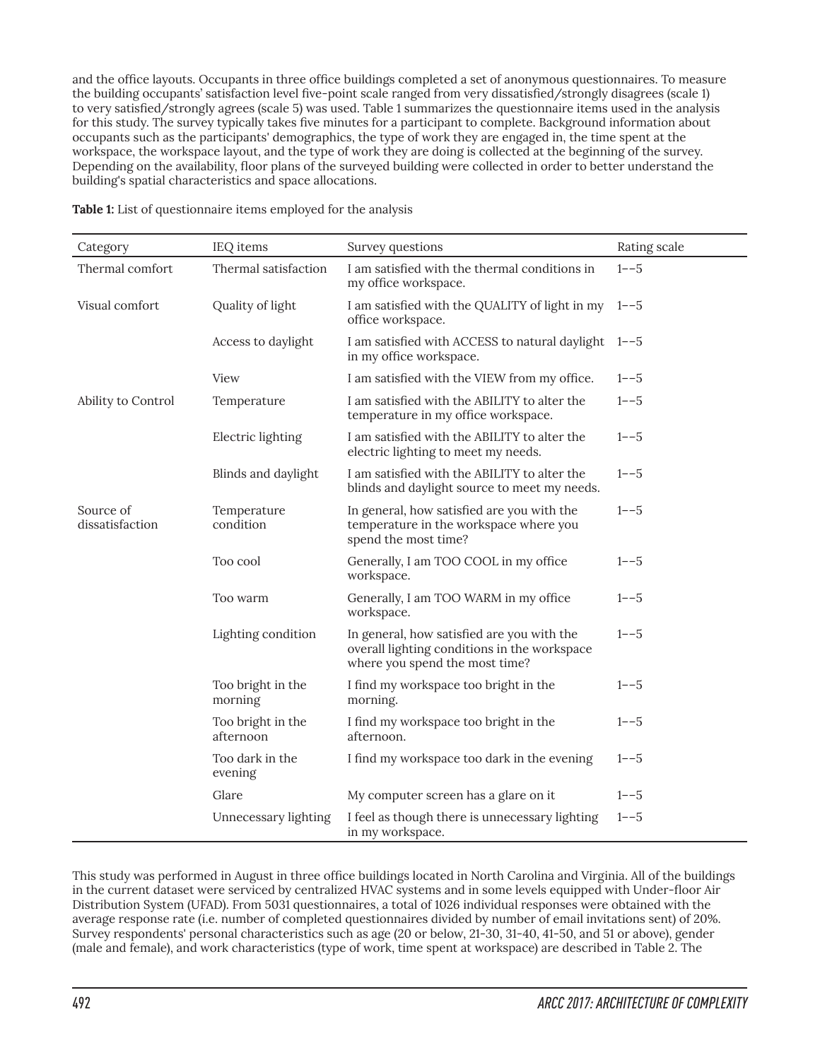and the office layouts. Occupants in three office buildings completed a set of anonymous questionnaires. To measure the building occupants' satisfaction level five-point scale ranged from very dissatisfied/strongly disagrees (scale 1) to very satisfied/strongly agrees (scale 5) was used. Table 1 summarizes the questionnaire items used in the analysis for this study. The survey typically takes five minutes for a participant to complete. Background information about occupants such as the participants' demographics, the type of work they are engaged in, the time spent at the workspace, the workspace layout, and the type of work they are doing is collected at the beginning of the survey. Depending on the availability, floor plans of the surveyed building were collected in order to better understand the building's spatial characteristics and space allocations.

**Table 1:** List of questionnaire items employed for the analysis

| Category | IEQ items | Survey questions | Rating scale |
| --- | --- | --- | --- |
| Thermal comfort | Thermal satisfaction | I am satisfied with the thermal conditions in my office workspace. | 1--5 |
| Visual comfort | Quality of light | I am satisfied with the QUALITY of light in my office workspace. | 1--5 |
| | Access to daylight | I am satisfied with ACCESS to natural daylight in my office workspace. | 1--5 |
| | View | I am satisfied with the VIEW from my office. | 1--5 |
| Ability to Control | Temperature | I am satisfied with the ABILITY to alter the temperature in my office workspace. | 1--5 |
| | Electric lighting | I am satisfied with the ABILITY to alter the electric lighting to meet my needs. | 1--5 |
| | Blinds and daylight | I am satisfied with the ABILITY to alter the blinds and daylight source to meet my needs. | 1--5 |
| Source of dissatisfaction | Temperature condition | In general, how satisfied are you with the temperature in the workspace where you spend the most time? | 1--5 |
| | Too cool | Generally, I am TOO COOL in my office workspace. | 1--5 |
| | Too warm | Generally, I am TOO WARM in my office workspace. | 1--5 |
| | Lighting condition | In general, how satisfied are you with the overall lighting conditions in the workspace where you spend the most time? | 1--5 |
| | Too bright in the morning | I find my workspace too bright in the morning. | 1--5 |
| | Too bright in the afternoon | I find my workspace too bright in the afternoon. | 1--5 |
| | Too dark in the evening | I find my workspace too dark in the evening | 1--5 |
| | Glare | My computer screen has a glare on it | 1--5 |
| | Unnecessary lighting | I feel as though there is unnecessary lighting in my workspace. | 1--5 |

This study was performed in August in three office buildings located in North Carolina and Virginia. All of the buildings in the current dataset were serviced by centralized HVAC systems and in some levels equipped with Under-floor Air Distribution System (UFAD). From 5031 questionnaires, a total of 1026 individual responses were obtained with the average response rate (i.e. number of completed questionnaires divided by number of email invitations sent) of 20%. Survey respondents' personal characteristics such as age (20 or below, 21-30, 31-40, 41-50, and 51 or above), gender (male and female), and work characteristics (type of work, time spent at workspace) are described in Table 2. The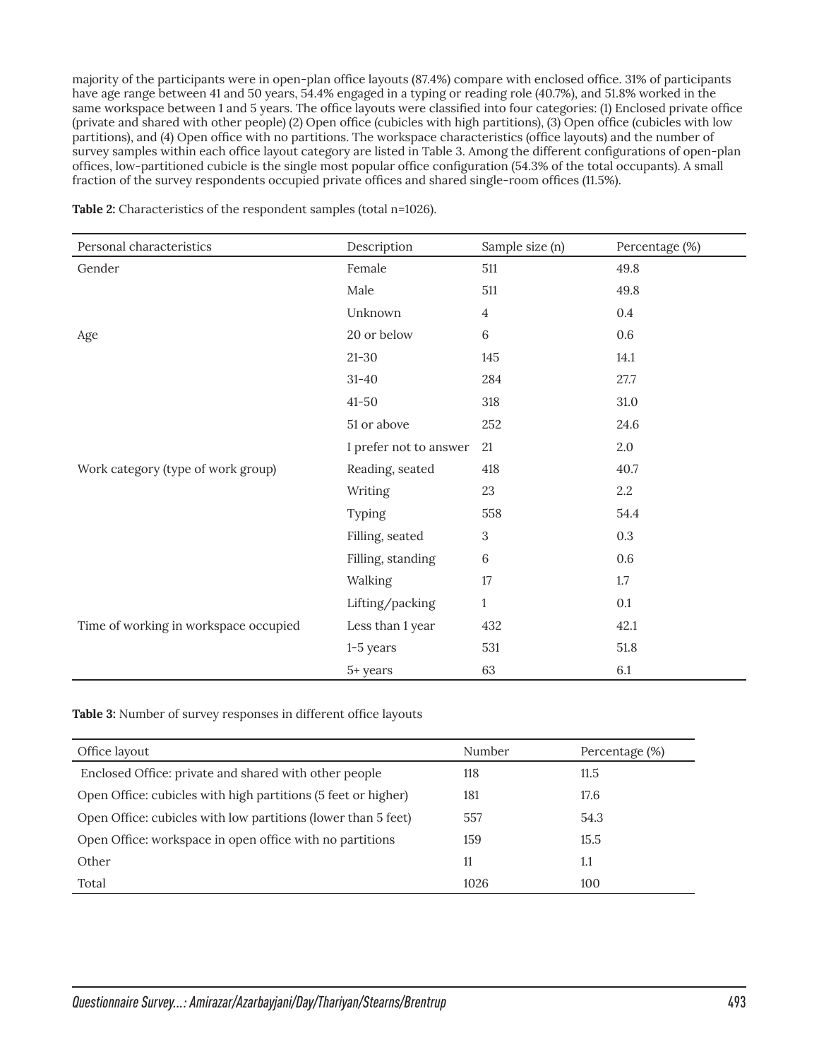majority of the participants were in open-plan office layouts (87.4%) compare with enclosed office. 31% of participants have age range between 41 and 50 years, 54.4% engaged in a typing or reading role (40.7%), and 51.8% worked in the same workspace between 1 and 5 years. The office layouts were classified into four categories: (1) Enclosed private office (private and shared with other people) (2) Open office (cubicles with high partitions), (3) Open office (cubicles with low partitions), and (4) Open office with no partitions. The workspace characteristics (office layouts) and the number of survey samples within each office layout category are listed in Table 3. Among the different configurations of open-plan offices, low-partitioned cubicle is the single most popular office configuration (54.3% of the total occupants). A small fraction of the survey respondents occupied private offices and shared single-room offices (11.5%).

**Table 2:** Characteristics of the respondent samples (total n=1026).

| Personal characteristics | Description | Sample size (n) | Percentage (%) |
|---|---|---|---|
| Gender | Female | 511 | 49.8 |
| | Male | 511 | 49.8 |
| | Unknown | 4 | 0.4 |
| Age | 20 or below | 6 | 0.6 |
| | 21-30 | 145 | 14.1 |
| | 31-40 | 284 | 27.7 |
| | 41-50 | 318 | 31.0 |
| | 51 or above | 252 | 24.6 |
| | I prefer not to answer | 21 | 2.0 |
| Work category (type of work group) | Reading, seated | 418 | 40.7 |
| | Writing | 23 | 2.2 |
| | Typing | 558 | 54.4 |
| | Filling, seated | 3 | 0.3 |
| | Filling, standing | 6 | 0.6 |
| | Walking | 17 | 1.7 |
| | Lifting/packing | 1 | 0.1 |
| Time of working in workspace occupied | Less than 1 year | 432 | 42.1 |
| | 1-5 years | 531 | 51.8 |
| | 5+ years | 63 | 6.1 |

**Table 3:** Number of survey responses in different office layouts

| Office layout | Number | Percentage (%) |
|---|---|---|
| Enclosed Office: private and shared with other people | 118 | 11.5 |
| Open Office: cubicles with high partitions (5 feet or higher) | 181 | 17.6 |
| Open Office: cubicles with low partitions (lower than 5 feet) | 557 | 54.3 |
| Open Office: workspace in open office with no partitions | 159 | 15.5 |
| Other | 11 | 1.1 |
| Total | 1026 | 100 |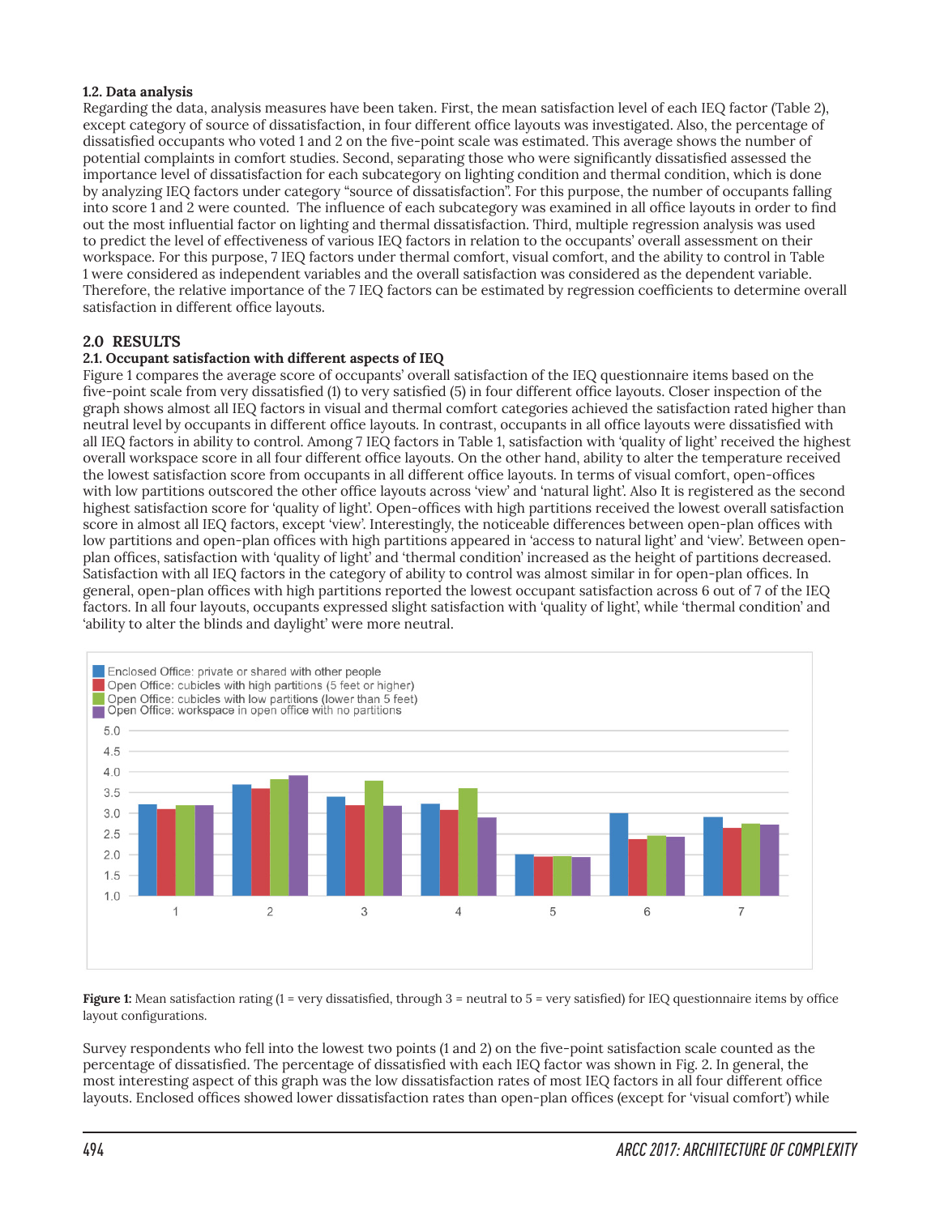### 1.2. Data analysis

Regarding the data, analysis measures have been taken. First, the mean satisfaction level of each IEQ factor (Table 2), except category of source of dissatisfaction, in four different office layouts was investigated. Also, the percentage of dissatisfied occupants who voted 1 and 2 on the five-point scale was estimated. This average shows the number of potential complaints in comfort studies. Second, separating those who were significantly dissatisfied assessed the importance level of dissatisfaction for each subcategory on lighting condition and thermal condition, which is done by analyzing IEQ factors under category "source of dissatisfaction". For this purpose, the number of occupants falling into score 1 and 2 were counted. The influence of each subcategory was examined in all office layouts in order to find out the most influential factor on lighting and thermal dissatisfaction. Third, multiple regression analysis was used to predict the level of effectiveness of various IEQ factors in relation to the occupants' overall assessment on their workspace. For this purpose, 7 IEQ factors under thermal comfort, visual comfort, and the ability to control in Table 1 were considered as independent variables and the overall satisfaction was considered as the dependent variable. Therefore, the relative importance of the 7 IEQ factors can be estimated by regression coefficients to determine overall satisfaction in different office layouts.

## 2.0 RESULTS

### 2.1. Occupant satisfaction with different aspects of IEQ

Figure 1 compares the average score of occupants' overall satisfaction of the IEQ questionnaire items based on the five-point scale from very dissatisfied (1) to very satisfied (5) in four different office layouts. Closer inspection of the graph shows almost all IEQ factors in visual and thermal comfort categories achieved the satisfaction rated higher than neutral level by occupants in different office layouts. In contrast, occupants in all office layouts were dissatisfied with all IEQ factors in ability to control. Among 7 IEQ factors in Table 1, satisfaction with 'quality of light' received the highest overall workspace score in all four different office layouts. On the other hand, ability to alter the temperature received the lowest satisfaction score from occupants in all different office layouts. In terms of visual comfort, open-offices with low partitions outscored the other office layouts across 'view' and 'natural light'. Also It is registered as the second highest satisfaction score for 'quality of light'. Open-offices with high partitions received the lowest overall satisfaction score in almost all IEQ factors, except 'view'. Interestingly, the noticeable differences between open-plan offices with low partitions and open-plan offices with high partitions appeared in 'access to natural light' and 'view'. Between open-plan offices, satisfaction with 'quality of light' and 'thermal condition' increased as the height of partitions decreased. Satisfaction with all IEQ factors in the category of ability to control was almost similar in for open-plan offices. In general, open-plan offices with high partitions reported the lowest occupant satisfaction across 6 out of 7 of the IEQ factors. In all four layouts, occupants expressed slight satisfaction with 'quality of light', while 'thermal condition' and 'ability to alter the blinds and daylight' were more neutral.

**Figure 1:** Mean satisfaction rating (1 = very dissatisfied, through 3 = neutral to 5 = very satisfied) for IEQ questionnaire items by office layout configurations.

Survey respondents who fell into the lowest two points (1 and 2) on the five-point satisfaction scale counted as the percentage of dissatisfied. The percentage of dissatisfied with each IEQ factor was shown in Fig. 2. In general, the most interesting aspect of this graph was the low dissatisfaction rates of most IEQ factors in all four different office layouts. Enclosed offices showed lower dissatisfaction rates than open-plan offices (except for 'visual comfort') while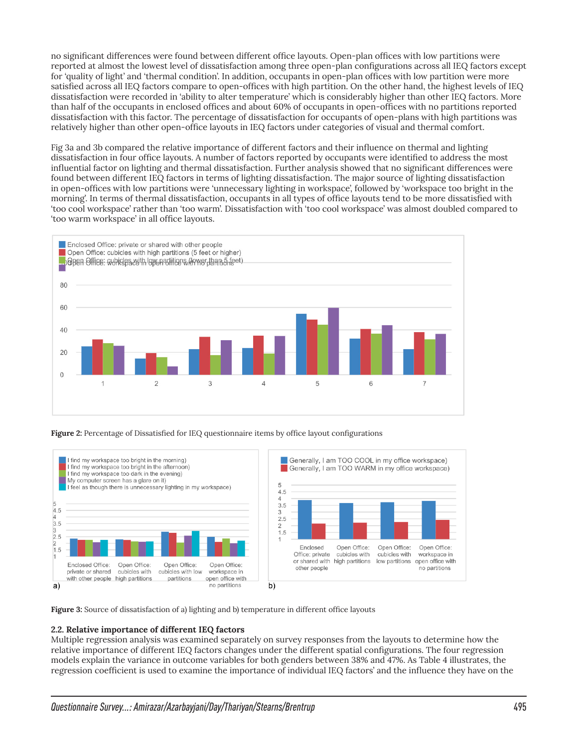no significant differences were found between different office layouts. Open-plan offices with low partitions were reported at almost the lowest level of dissatisfaction among three open-plan configurations across all IEQ factors except for 'quality of light' and 'thermal condition'. In addition, occupants in open-plan offices with low partition were more satisfied across all IEQ factors compare to open-offices with high partition. On the other hand, the highest levels of IEQ dissatisfaction were recorded in 'ability to alter temperature' which is considerably higher than other IEQ factors. More than half of the occupants in enclosed offices and about 60% of occupants in open-offices with no partitions reported dissatisfaction with this factor. The percentage of dissatisfaction for occupants of open-plans with high partitions was relatively higher than other open-office layouts in IEQ factors under categories of visual and thermal comfort.

Fig 3a and 3b compared the relative importance of different factors and their influence on thermal and lighting dissatisfaction in four office layouts. A number of factors reported by occupants were identified to address the most influential factor on lighting and thermal dissatisfaction. Further analysis showed that no significant differences were found between different IEQ factors in terms of lighting dissatisfaction. The major source of lighting dissatisfaction in open-offices with low partitions were 'unnecessary lighting in workspace', followed by 'workspace too bright in the morning'. In terms of thermal dissatisfaction, occupants in all types of office layouts tend to be more dissatisfied with 'too cool workspace' rather than 'too warm'. Dissatisfaction with 'too cool workspace' was almost doubled compared to 'too warm workspace' in all office layouts.

**Figure 2:** Percentage of Dissatisfied for IEQ questionnaire items by office layout configurations

**Figure 3:** Source of dissatisfaction of a) lighting and b) temperature in different office layouts

### 2.2. Relative importance of different IEQ factors

Multiple regression analysis was examined separately on survey responses from the layouts to determine how the relative importance of different IEQ factors changes under the different spatial configurations. The four regression models explain the variance in outcome variables for both genders between 38% and 47%. As Table 4 illustrates, the regression coefficient is used to examine the importance of individual IEQ factors' and the influence they have on the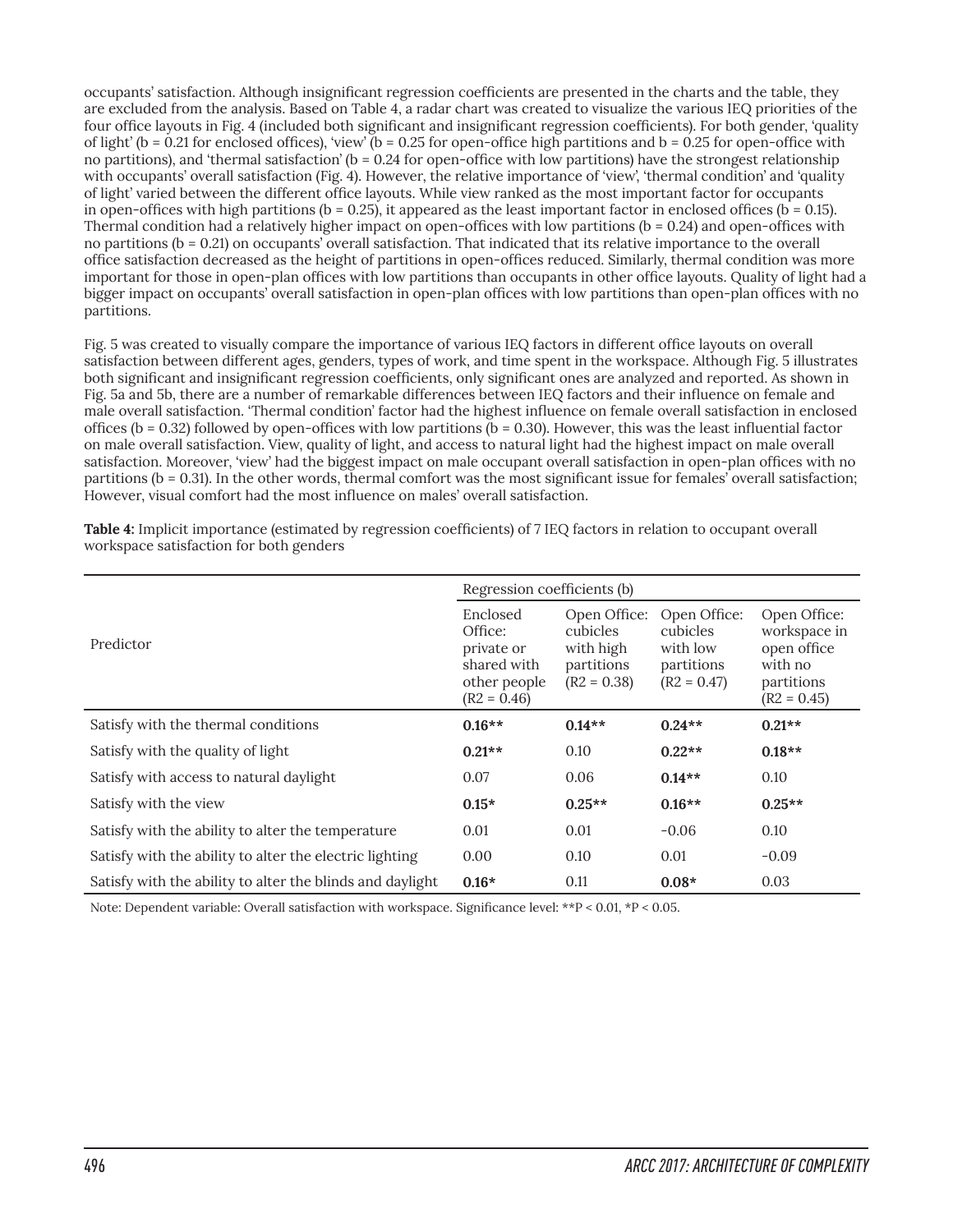occupants' satisfaction. Although insignificant regression coefficients are presented in the charts and the table, they are excluded from the analysis. Based on Table 4, a radar chart was created to visualize the various IEQ priorities of the four office layouts in Fig. 4 (included both significant and insignificant regression coefficients). For both gender, 'quality of light' (b = 0.21 for enclosed offices), 'view' (b = 0.25 for open-office high partitions and b = 0.25 for open-office with no partitions), and 'thermal satisfaction' (b = 0.24 for open-office with low partitions) have the strongest relationship with occupants' overall satisfaction (Fig. 4). However, the relative importance of 'view', 'thermal condition' and 'quality of light' varied between the different office layouts. While view ranked as the most important factor for occupants in open-offices with high partitions (b = 0.25), it appeared as the least important factor in enclosed offices (b = 0.15). Thermal condition had a relatively higher impact on open-offices with low partitions (b = 0.24) and open-offices with no partitions (b = 0.21) on occupants' overall satisfaction. That indicated that its relative importance to the overall office satisfaction decreased as the height of partitions in open-offices reduced. Similarly, thermal condition was more important for those in open-plan offices with low partitions than occupants in other office layouts. Quality of light had a bigger impact on occupants' overall satisfaction in open-plan offices with low partitions than open-plan offices with no partitions.

Fig. 5 was created to visually compare the importance of various IEQ factors in different office layouts on overall satisfaction between different ages, genders, types of work, and time spent in the workspace. Although Fig. 5 illustrates both significant and insignificant regression coefficients, only significant ones are analyzed and reported. As shown in Fig. 5a and 5b, there are a number of remarkable differences between IEQ factors and their influence on female and male overall satisfaction. 'Thermal condition' factor had the highest influence on female overall satisfaction in enclosed offices (b = 0.32) followed by open-offices with low partitions (b = 0.30). However, this was the least influential factor on male overall satisfaction. View, quality of light, and access to natural light had the highest impact on male overall satisfaction. Moreover, 'view' had the biggest impact on male occupant overall satisfaction in open-plan offices with no partitions (b = 0.31). In the other words, thermal comfort was the most significant issue for females' overall satisfaction; However, visual comfort had the most influence on males' overall satisfaction.

**Table 4:** Implicit importance (estimated by regression coefficients) of 7 IEQ factors in relation to occupant overall workspace satisfaction for both genders

| Predictor | Regression coefficients (b) | | | |
|---|---|---|---|---|
| | Enclosed Office: private or shared with other people ($R^2$ = 0.46) | Open Office: cubicles with high partitions ($R^2$ = 0.38) | Open Office: cubicles with low partitions ($R^2$ = 0.47) | Open Office: workspace in open office with no partitions ($R^2$ = 0.45) |
| Satisfy with the thermal conditions | **0.16\*\*** | **0.14\*\*** | **0.24\*\*** | **0.21\*\*** |
| Satisfy with the quality of light | **0.21\*\*** | 0.10 | **0.22\*\*** | **0.18\*\*** |
| Satisfy with access to natural daylight | 0.07 | 0.06 | **0.14\*\*** | 0.10 |
| Satisfy with the view | **0.15\*** | **0.25\*\*** | **0.16\*\*** | **0.25\*\*** |
| Satisfy with the ability to alter the temperature | 0.01 | 0.01 | -0.06 | 0.10 |
| Satisfy with the ability to alter the electric lighting | 0.00 | 0.10 | 0.01 | -0.09 |
| Satisfy with the ability to alter the blinds and daylight | **0.16\*** | 0.11 | **0.08\*** | 0.03 |

Note: Dependent variable: Overall satisfaction with workspace. Significance level: **P < 0.01, *P < 0.05.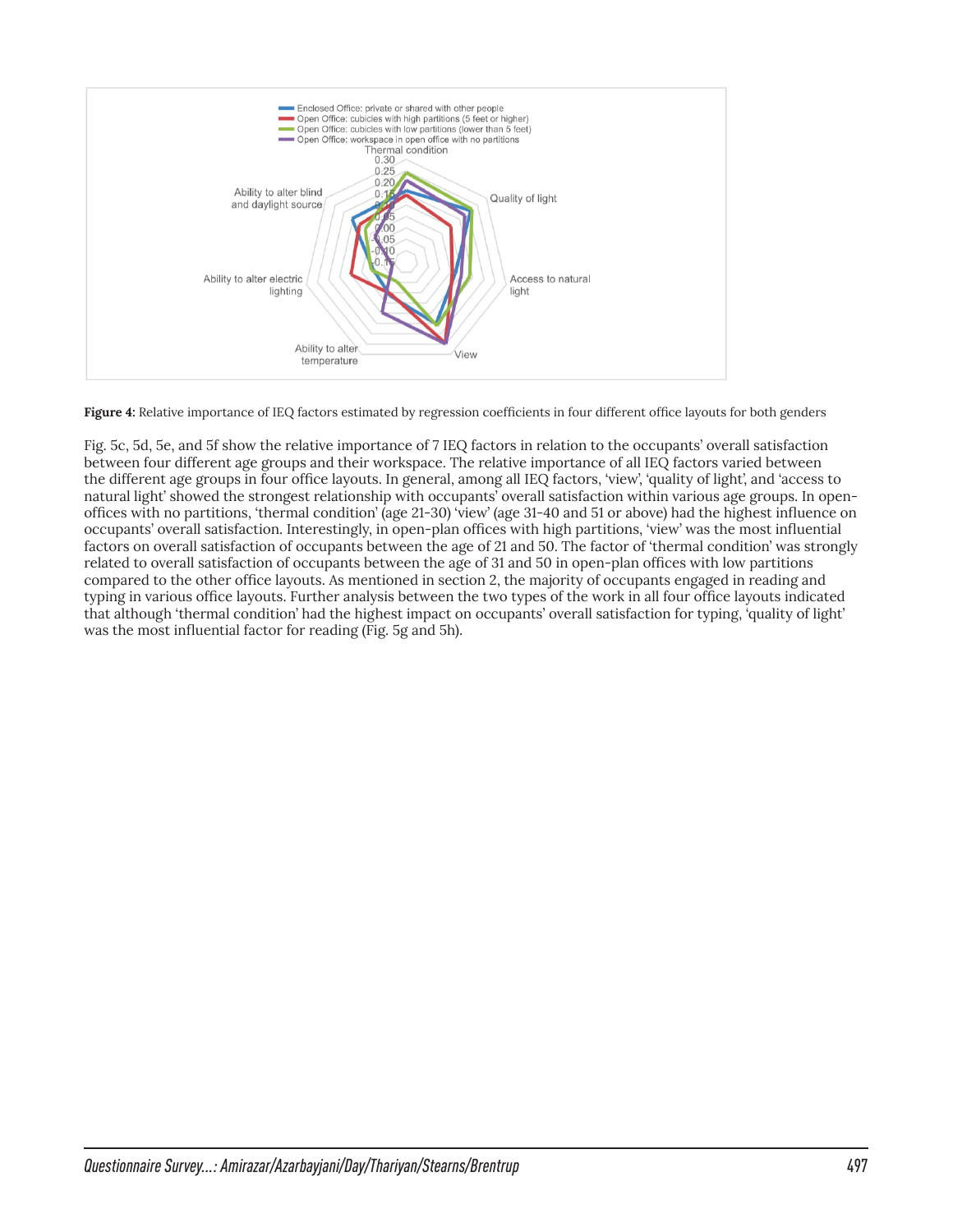**Figure 4:** Relative importance of IEQ factors estimated by regression coefficients in four different office layouts for both genders

Fig. 5c, 5d, 5e, and 5f show the relative importance of 7 IEQ factors in relation to the occupants' overall satisfaction between four different age groups and their workspace. The relative importance of all IEQ factors varied between the different age groups in four office layouts. In general, among all IEQ factors, 'view', 'quality of light', and 'access to natural light' showed the strongest relationship with occupants' overall satisfaction within various age groups. In open-offices with no partitions, 'thermal condition' (age 21-30) 'view' (age 31-40 and 51 or above) had the highest influence on occupants' overall satisfaction. Interestingly, in open-plan offices with high partitions, 'view' was the most influential factors on overall satisfaction of occupants between the age of 21 and 50. The factor of 'thermal condition' was strongly related to overall satisfaction of occupants between the age of 31 and 50 in open-plan offices with low partitions compared to the other office layouts. As mentioned in section 2, the majority of occupants engaged in reading and typing in various office layouts. Further analysis between the two types of the work in all four office layouts indicated that although 'thermal condition' had the highest impact on occupants' overall satisfaction for typing, 'quality of light' was the most influential factor for reading (Fig. 5g and 5h).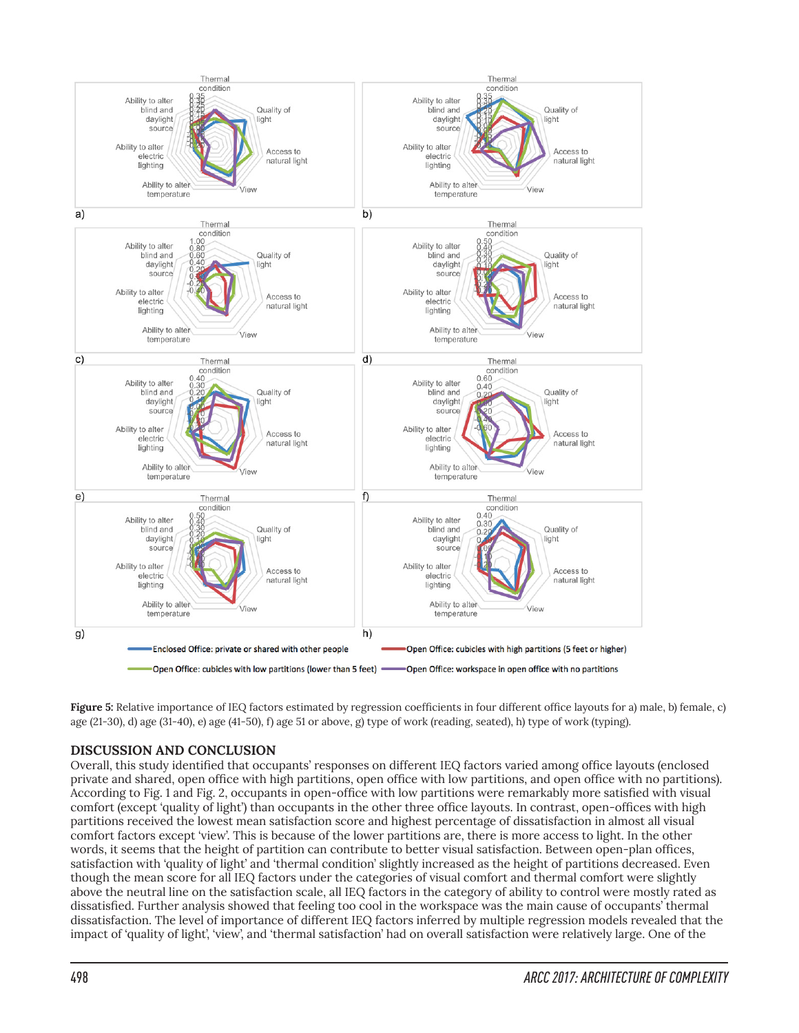**Figure 5:** Relative importance of IEQ factors estimated by regression coefficients in four different office layouts for a) male, b) female, c) age (21-30), d) age (31-40), e) age (41-50), f) age 51 or above, g) type of work (reading, seated), h) type of work (typing).

## DISCUSSION AND CONCLUSION

Overall, this study identified that occupants' responses on different IEQ factors varied among office layouts (enclosed private and shared, open office with high partitions, open office with low partitions, and open office with no partitions). According to Fig. 1 and Fig. 2, occupants in open-office with low partitions were remarkably more satisfied with visual comfort (except 'quality of light') than occupants in the other three office layouts. In contrast, open-offices with high partitions received the lowest mean satisfaction score and highest percentage of dissatisfaction in almost all visual comfort factors except 'view'. This is because of the lower partitions are, there is more access to light. In the other words, it seems that the height of partition can contribute to better visual satisfaction. Between open-plan offices, satisfaction with 'quality of light' and 'thermal condition' slightly increased as the height of partitions decreased. Even though the mean score for all IEQ factors under the categories of visual comfort and thermal comfort were slightly above the neutral line on the satisfaction scale, all IEQ factors in the category of ability to control were mostly rated as dissatisfied. Further analysis showed that feeling too cool in the workspace was the main cause of occupants' thermal dissatisfaction. The level of importance of different IEQ factors inferred by multiple regression models revealed that the impact of 'quality of light', 'view', and 'thermal satisfaction' had on overall satisfaction were relatively large. One of the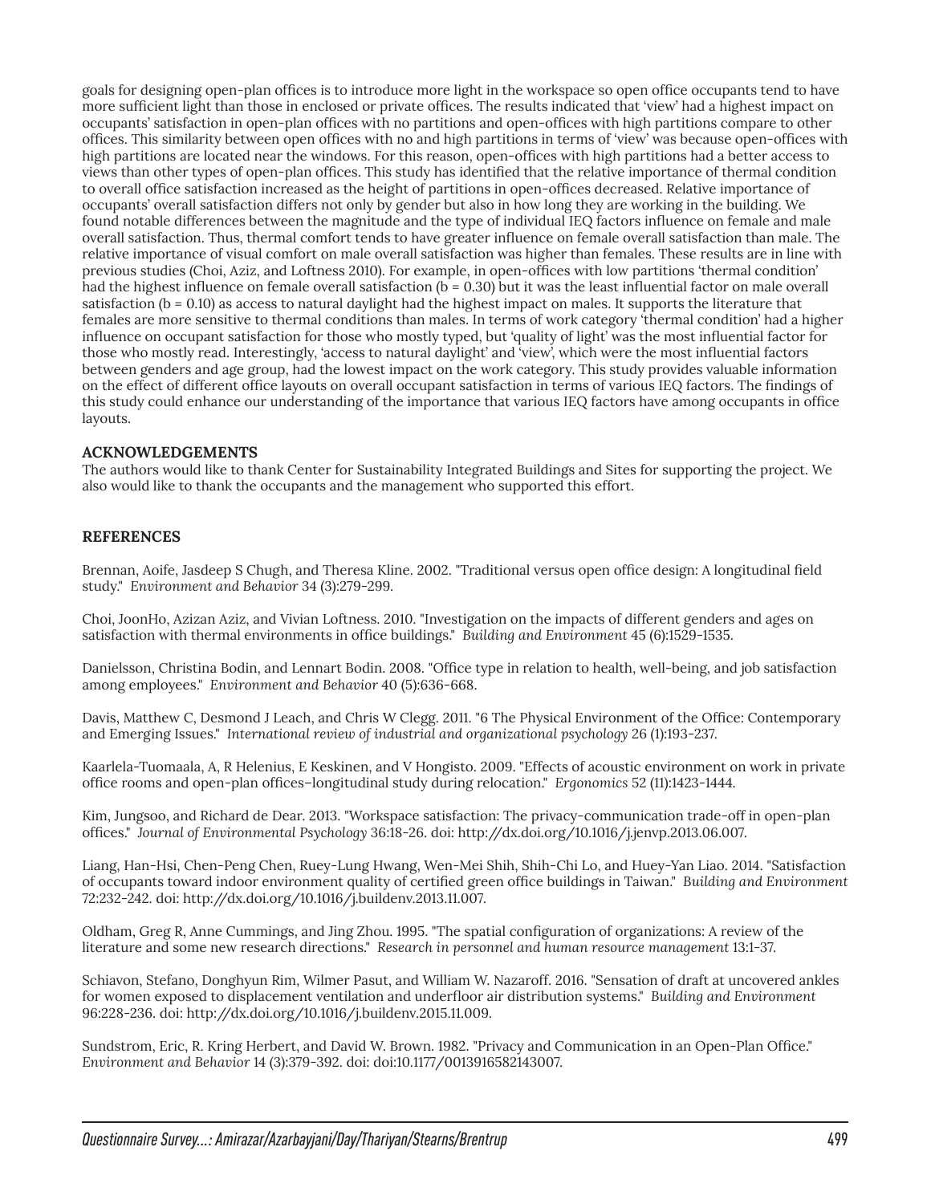goals for designing open-plan offices is to introduce more light in the workspace so open office occupants tend to have more sufficient light than those in enclosed or private offices. The results indicated that 'view' had a highest impact on occupants' satisfaction in open-plan offices with no partitions and open-offices with high partitions compare to other offices. This similarity between open offices with no and high partitions in terms of 'view' was because open-offices with high partitions are located near the windows. For this reason, open-offices with high partitions had a better access to views than other types of open-plan offices. This study has identified that the relative importance of thermal condition to overall office satisfaction increased as the height of partitions in open-offices decreased. Relative importance of occupants' overall satisfaction differs not only by gender but also in how long they are working in the building. We found notable differences between the magnitude and the type of individual IEQ factors influence on female and male overall satisfaction. Thus, thermal comfort tends to have greater influence on female overall satisfaction than male. The relative importance of visual comfort on male overall satisfaction was higher than females. These results are in line with previous studies (Choi, Aziz, and Loftness 2010). For example, in open-offices with low partitions 'thermal condition' had the highest influence on female overall satisfaction ($b = 0.30$) but it was the least influential factor on male overall satisfaction ($b = 0.10$) as access to natural daylight had the highest impact on males. It supports the literature that females are more sensitive to thermal conditions than males. In terms of work category 'thermal condition' had a higher influence on occupant satisfaction for those who mostly typed, but 'quality of light' was the most influential factor for those who mostly read. Interestingly, 'access to natural daylight' and 'view', which were the most influential factors between genders and age group, had the lowest impact on the work category. This study provides valuable information on the effect of different office layouts on overall occupant satisfaction in terms of various IEQ factors. The findings of this study could enhance our understanding of the importance that various IEQ factors have among occupants in office layouts.

## ACKNOWLEDGEMENTS

The authors would like to thank Center for Sustainability Integrated Buildings and Sites for supporting the project. We also would like to thank the occupants and the management who supported this effort.

## REFERENCES

Brennan, Aoife, Jasdeep S Chugh, and Theresa Kline. 2002. "Traditional versus open office design: A longitudinal field study." *Environment and Behavior* 34 (3):279-299.

Choi, JoonHo, Azizan Aziz, and Vivian Loftness. 2010. "Investigation on the impacts of different genders and ages on satisfaction with thermal environments in office buildings." *Building and Environment* 45 (6):1529-1535.

Danielsson, Christina Bodin, and Lennart Bodin. 2008. "Office type in relation to health, well-being, and job satisfaction among employees." *Environment and Behavior* 40 (5):636-668.

Davis, Matthew C, Desmond J Leach, and Chris W Clegg. 2011. "6 The Physical Environment of the Office: Contemporary and Emerging Issues." *International review of industrial and organizational psychology* 26 (1):193-237.

Kaarlela-Tuomaala, A, R Helenius, E Keskinen, and V Hongisto. 2009. "Effects of acoustic environment on work in private office rooms and open-plan offices–longitudinal study during relocation." *Ergonomics* 52 (11):1423-1444.

Kim, Jungsoo, and Richard de Dear. 2013. "Workspace satisfaction: The privacy-communication trade-off in open-plan offices." *Journal of Environmental Psychology* 36:18-26. doi: http://dx.doi.org/10.1016/j.jenvp.2013.06.007.

Liang, Han-Hsi, Chen-Peng Chen, Ruey-Lung Hwang, Wen-Mei Shih, Shih-Chi Lo, and Huey-Yan Liao. 2014. "Satisfaction of occupants toward indoor environment quality of certified green office buildings in Taiwan." *Building and Environment* 72:232-242. doi: http://dx.doi.org/10.1016/j.buildenv.2013.11.007.

Oldham, Greg R, Anne Cummings, and Jing Zhou. 1995. "The spatial configuration of organizations: A review of the literature and some new research directions." *Research in personnel and human resource management* 13:1-37.

Schiavon, Stefano, Donghyun Rim, Wilmer Pasut, and William W. Nazaroff. 2016. "Sensation of draft at uncovered ankles for women exposed to displacement ventilation and underfloor air distribution systems." *Building and Environment* 96:228-236. doi: http://dx.doi.org/10.1016/j.buildenv.2015.11.009.

Sundstrom, Eric, R. Kring Herbert, and David W. Brown. 1982. "Privacy and Communication in an Open-Plan Office." *Environment and Behavior* 14 (3):379-392. doi: doi:10.1177/0013916582143007.